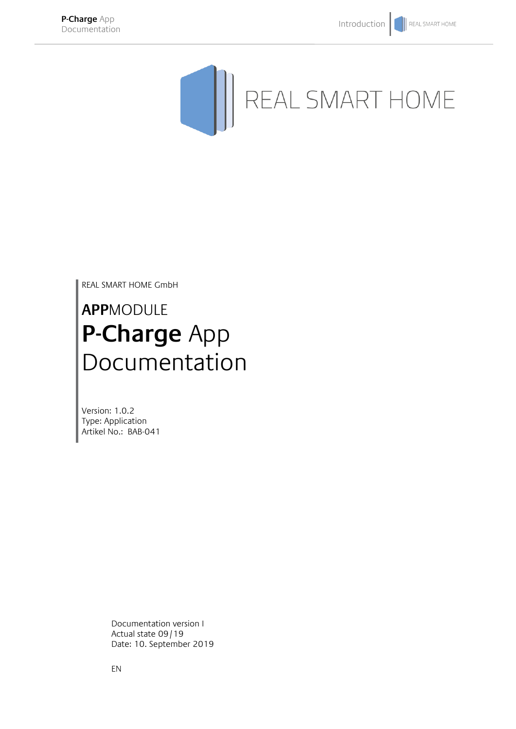REAL SMART HOME

REAL SMART HOME GmbH

# **APP**MODULE
# **P-Charge** App Documentation

Version: 1.0.2
Type: Application
Artikel No.: BAB-041

Documentation version I
Actual state 09/19
Date: 10. September 2019

EN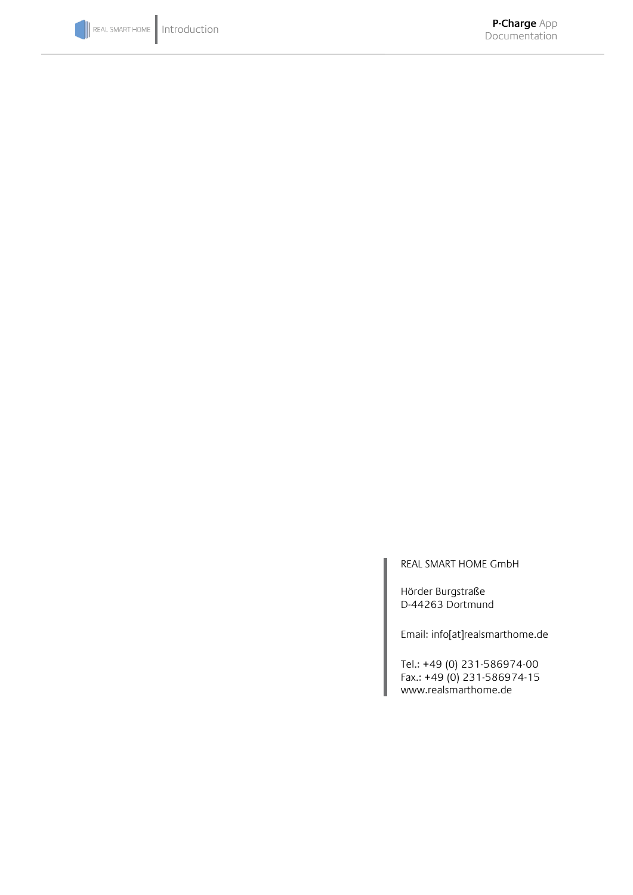REAL SMART HOME GmbH

Hörder Burgstraße
D-44263 Dortmund

Email: info[at]realsmarthome.de

Tel.: +49 (0) 231-586974-00
Fax.: +49 (0) 231-586974-15
www.realsmarthome.de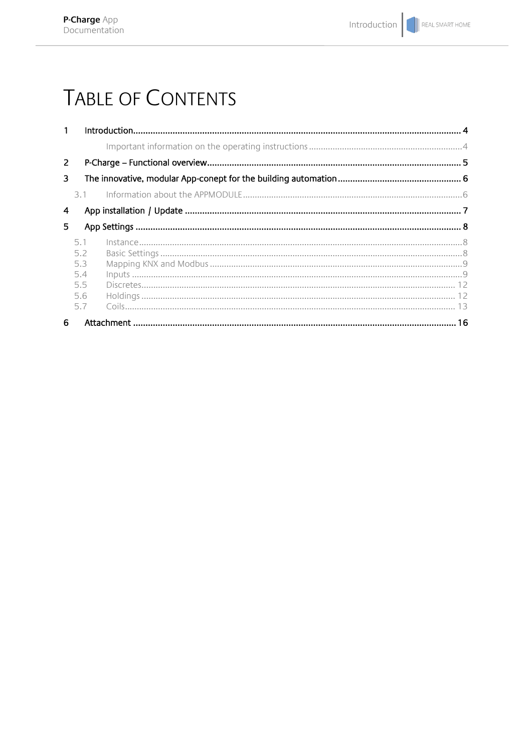# TABLE OF CONTENTS

1 Introduction .......... 4
  Important information on the operating instructions .......... 4
2 P-Charge – Functional overview .......... 5
3 The innovative, modular App-conept for the building automation .......... 6
  3.1 Information about the APPMODULE .......... 6
4 App installation / Update .......... 7
5 App Settings .......... 8
  5.1 Instance .......... 8
  5.2 Basic Settings .......... 8
  5.3 Mapping KNX and Modbus .......... 9
  5.4 Inputs .......... 9
  5.5 Discretes .......... 12
  5.6 Holdings .......... 12
  5.7 Coils .......... 13
6 Attachment .......... 16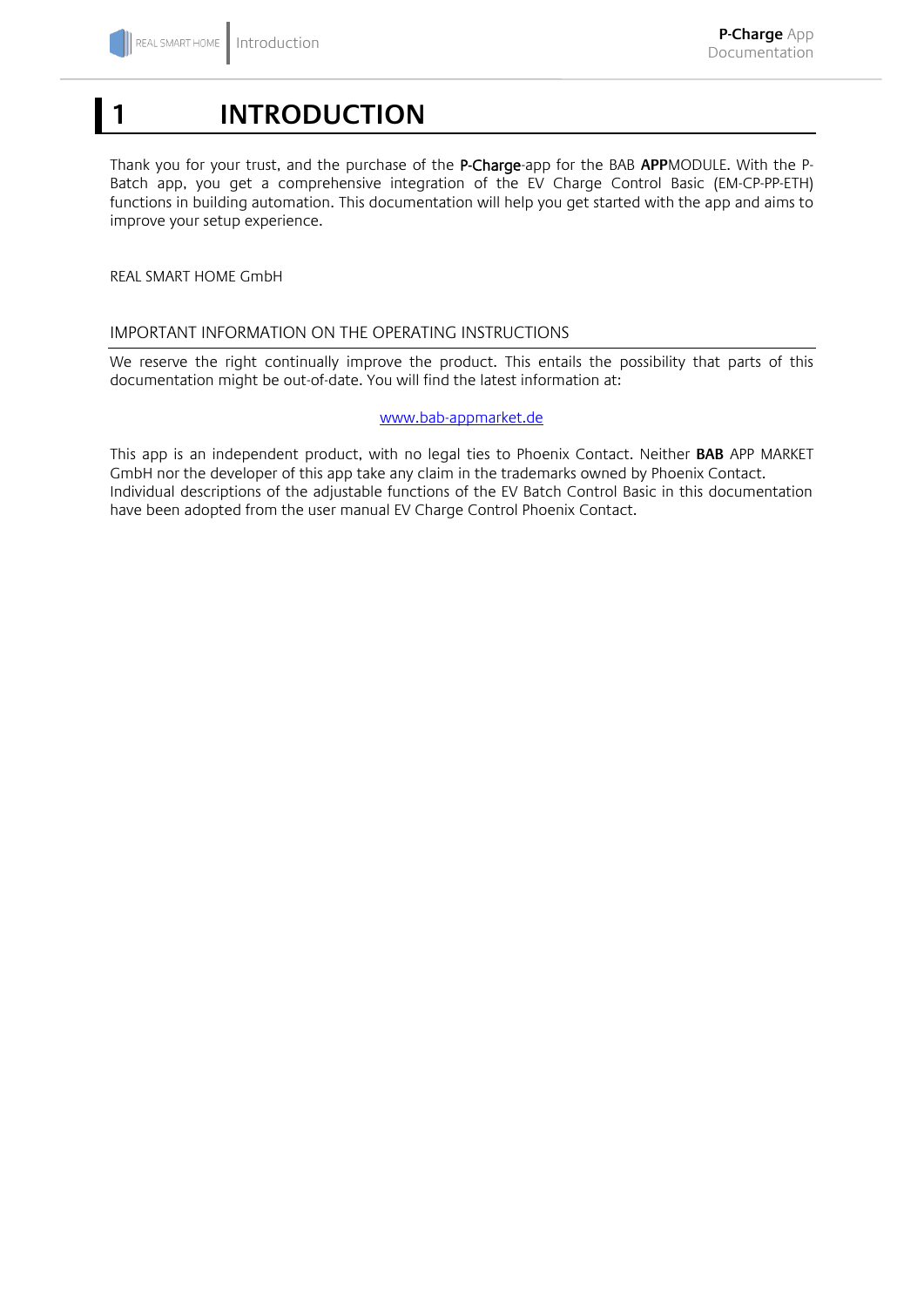# 1 INTRODUCTION

Thank you for your trust, and the purchase of the **P-Charge**-app for the BAB **APP**MODULE. With the P-Batch app, you get a comprehensive integration of the EV Charge Control Basic (EM-CP-PP-ETH) functions in building automation. This documentation will help you get started with the app and aims to improve your setup experience.

REAL SMART HOME GmbH

## IMPORTANT INFORMATION ON THE OPERATING INSTRUCTIONS

We reserve the right continually improve the product. This entails the possibility that parts of this documentation might be out-of-date. You will find the latest information at:

www.bab-appmarket.de

This app is an independent product, with no legal ties to Phoenix Contact. Neither **BAB** APP MARKET GmbH nor the developer of this app take any claim in the trademarks owned by Phoenix Contact.
Individual descriptions of the adjustable functions of the EV Batch Control Basic in this documentation have been adopted from the user manual EV Charge Control Phoenix Contact.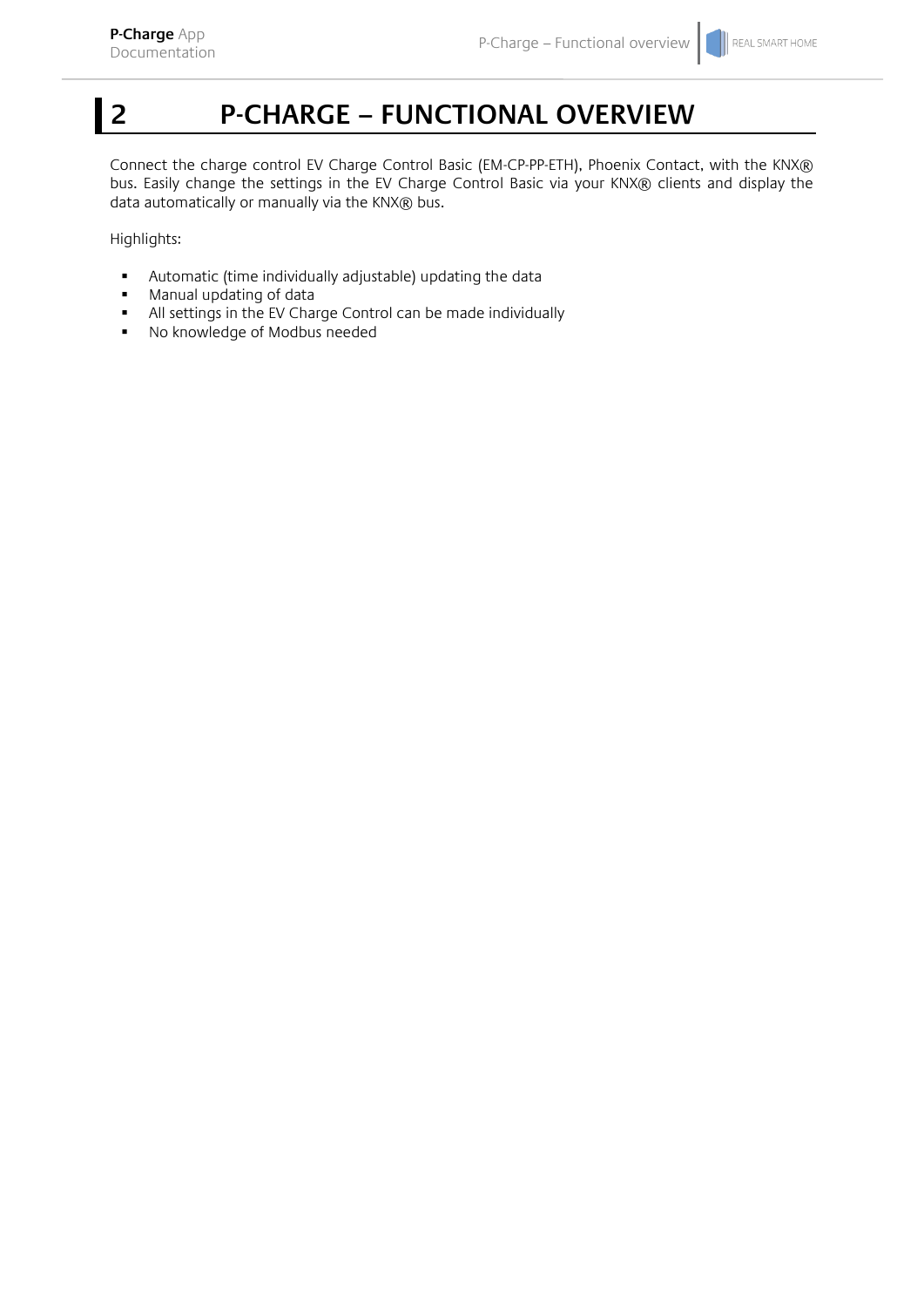# 2 P-CHARGE – FUNCTIONAL OVERVIEW

Connect the charge control EV Charge Control Basic (EM-CP-PP-ETH), Phoenix Contact, with the KNX® bus. Easily change the settings in the EV Charge Control Basic via your KNX® clients and display the data automatically or manually via the KNX® bus.

Highlights:

- Automatic (time individually adjustable) updating the data
- Manual updating of data
- All settings in the EV Charge Control can be made individually
- No knowledge of Modbus needed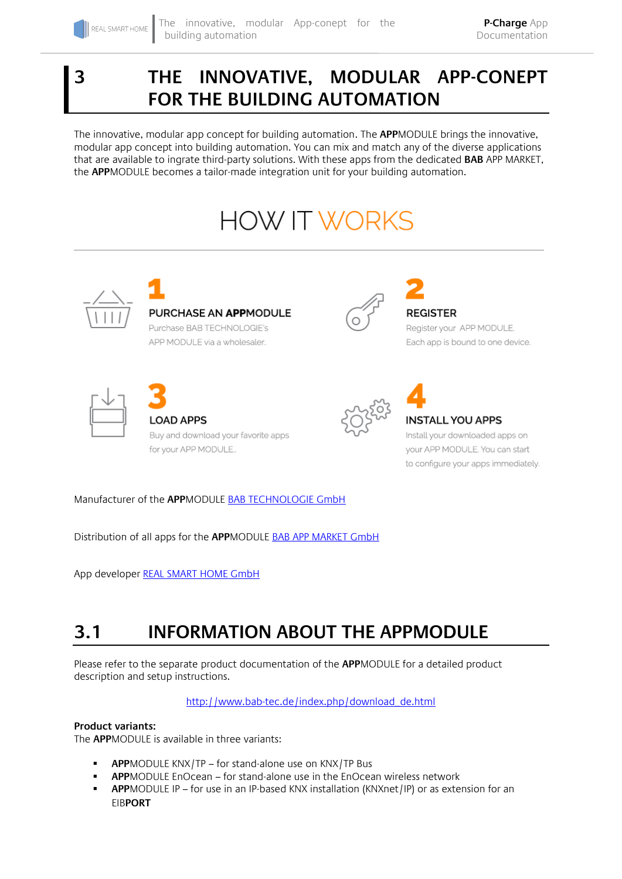# 3 THE INNOVATIVE, MODULAR APP-CONEPT FOR THE BUILDING AUTOMATION

The innovative, modular app concept for building automation. The **APP**MODULE brings the innovative, modular app concept into building automation. You can mix and match any of the diverse applications that are available to ingrate third-party solutions. With these apps from the dedicated **BAB** APP MARKET, the **APP**MODULE becomes a tailor-made integration unit for your building automation.

HOW IT WORKS

**1**
**PURCHASE AN APPMODULE**
Purchase BAB TECHNOLOGIE's APP MODULE via a wholesaler.

**2**
**REGISTER**
Register your APP MODULE. Each app is bound to one device.

**3**
**LOAD APPS**
Buy and download your favorite apps for your APP MODULE.

**4**
**INSTALL YOU APPS**
Install your downloaded apps on your APP MODULE. You can start to configure your apps immediately.

Manufacturer of the **APP**MODULE BAB TECHNOLOGIE GmbH

Distribution of all apps for the **APP**MODULE BAB APP MARKET GmbH

App developer REAL SMART HOME GmbH

## 3.1 INFORMATION ABOUT THE APPMODULE

Please refer to the separate product documentation of the **APP**MODULE for a detailed product description and setup instructions.

http://www.bab-tec.de/index.php/download_de.html

**Product variants:**
The **APP**MODULE is available in three variants:

- **APP**MODULE KNX/TP – for stand-alone use on KNX/TP Bus
- **APP**MODULE EnOcean – for stand-alone use in the EnOcean wireless network
- **APP**MODULE IP – for use in an IP-based KNX installation (KNXnet/IP) or as extension for an EIB**PORT**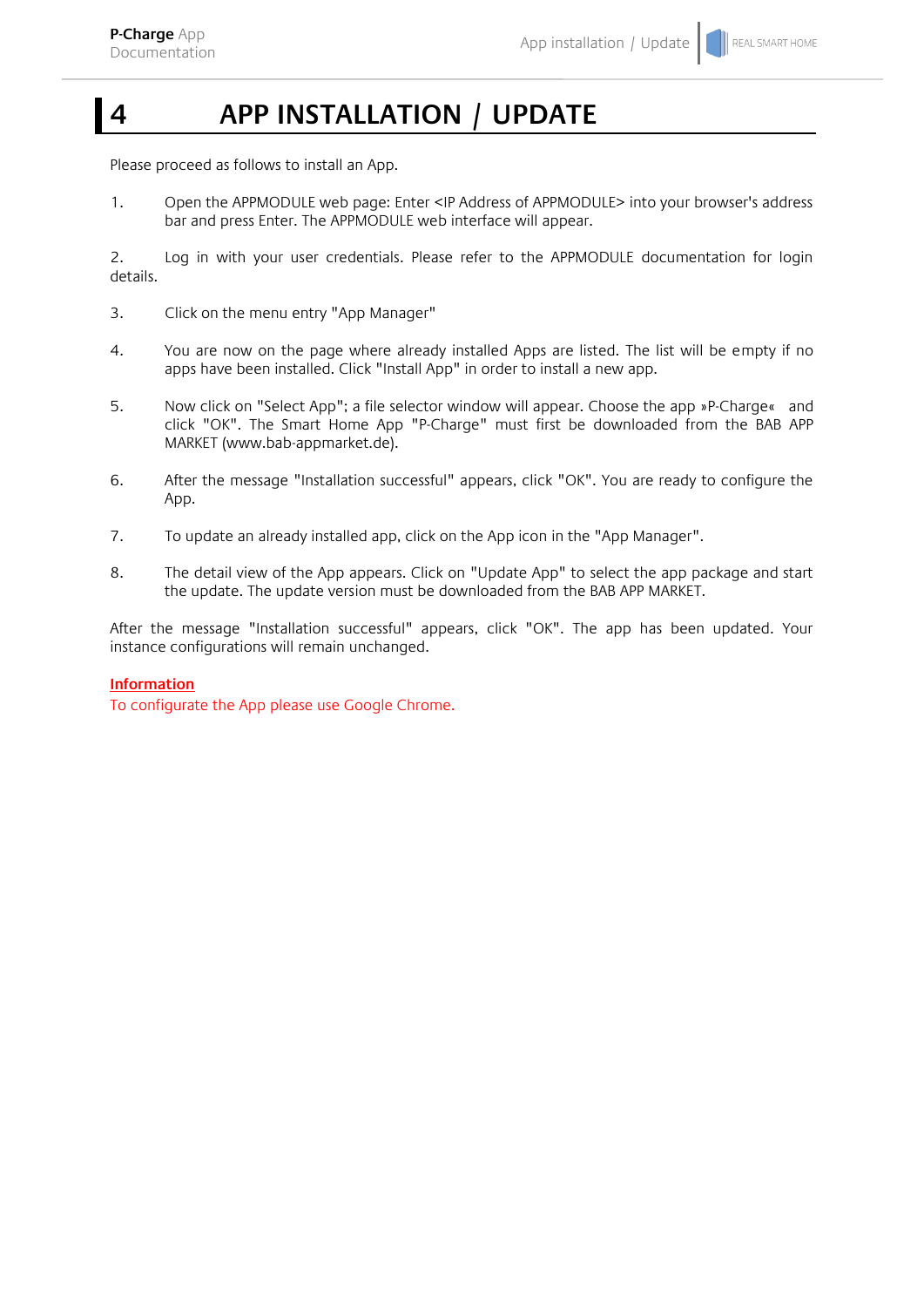# 4 APP INSTALLATION / UPDATE

Please proceed as follows to install an App.

1. Open the APPMODULE web page: Enter <IP Address of APPMODULE> into your browser's address bar and press Enter. The APPMODULE web interface will appear.

2. Log in with your user credentials. Please refer to the APPMODULE documentation for login details.

3. Click on the menu entry "App Manager"

4. You are now on the page where already installed Apps are listed. The list will be empty if no apps have been installed. Click "Install App" in order to install a new app.

5. Now click on "Select App"; a file selector window will appear. Choose the app »P-Charge« and click "OK". The Smart Home App "P-Charge" must first be downloaded from the BAB APP MARKET (www.bab-appmarket.de).

6. After the message "Installation successful" appears, click "OK". You are ready to configure the App.

7. To update an already installed app, click on the App icon in the "App Manager".

8. The detail view of the App appears. Click on "Update App" to select the app package and start the update. The update version must be downloaded from the BAB APP MARKET.

After the message "Installation successful" appears, click "OK". The app has been updated. Your instance configurations will remain unchanged.

**Information**

To configurate the App please use Google Chrome.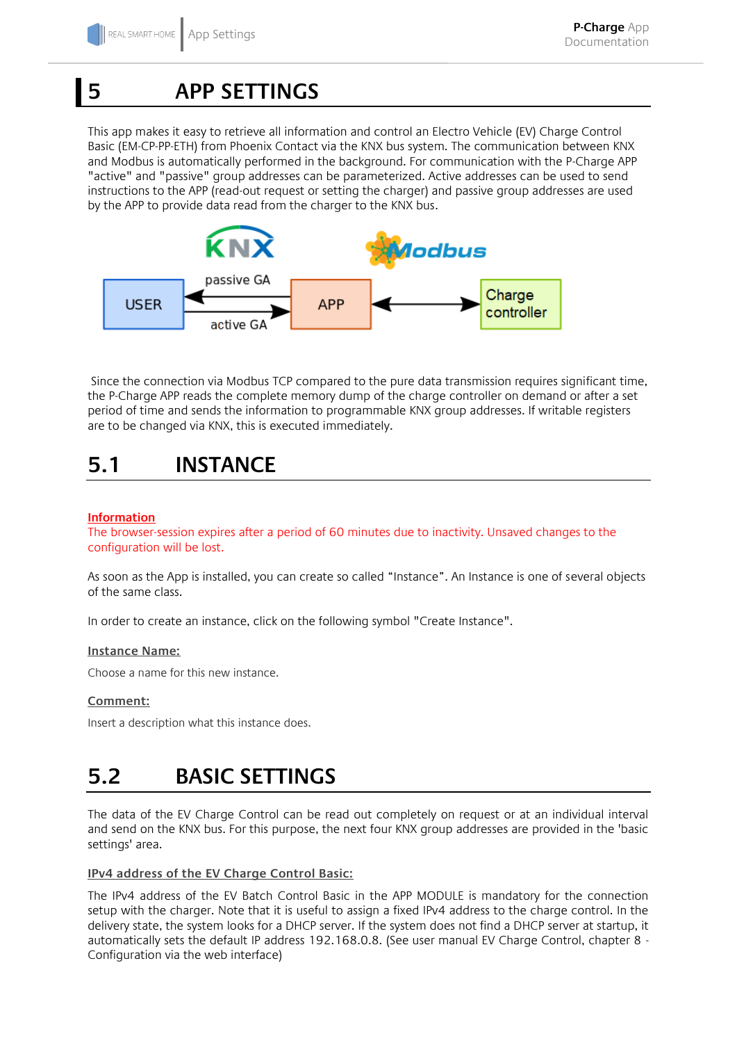# 5 APP SETTINGS

This app makes it easy to retrieve all information and control an Electro Vehicle (EV) Charge Control Basic (EM-CP-PP-ETH) from Phoenix Contact via the KNX bus system. The communication between KNX and Modbus is automatically performed in the background. For communication with the P-Charge APP "active" and "passive" group addresses can be parameterized. Active addresses can be used to send instructions to the APP (read-out request or setting the charger) and passive group addresses are used by the APP to provide data read from the charger to the KNX bus.

Since the connection via Modbus TCP compared to the pure data transmission requires significant time, the P-Charge APP reads the complete memory dump of the charge controller on demand or after a set period of time and sends the information to programmable KNX group addresses. If writable registers are to be changed via KNX, this is executed immediately.

## 5.1 INSTANCE

**Information**
The browser-session expires after a period of 60 minutes due to inactivity. Unsaved changes to the configuration will be lost.

As soon as the App is installed, you can create so called "Instance". An Instance is one of several objects of the same class.

In order to create an instance, click on the following symbol "Create Instance".

**Instance Name:**

Choose a name for this new instance.

**Comment:**

Insert a description what this instance does.

## 5.2 BASIC SETTINGS

The data of the EV Charge Control can be read out completely on request or at an individual interval and send on the KNX bus. For this purpose, the next four KNX group addresses are provided in the 'basic settings' area.

**IPv4 address of the EV Charge Control Basic:**

The IPv4 address of the EV Batch Control Basic in the APP MODULE is mandatory for the connection setup with the charger. Note that it is useful to assign a fixed IPv4 address to the charge control. In the delivery state, the system looks for a DHCP server. If the system does not find a DHCP server at startup, it automatically sets the default IP address 192.168.0.8. (See user manual EV Charge Control, chapter 8 - Configuration via the web interface)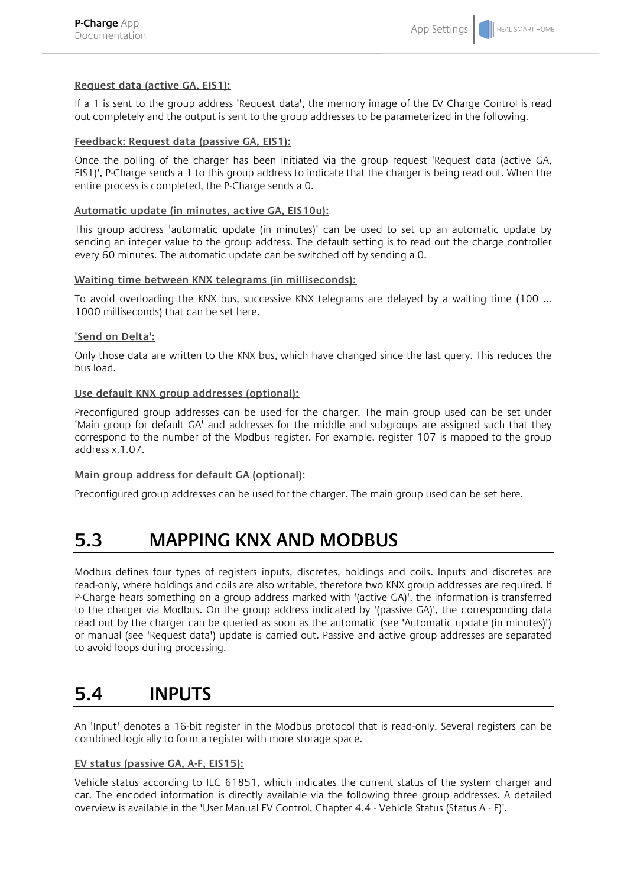#### Request data (active GA, EIS1):

If a 1 is sent to the group address 'Request data', the memory image of the EV Charge Control is read out completely and the output is sent to the group addresses to be parameterized in the following.

#### Feedback: Request data (passive GA, EIS1):

Once the polling of the charger has been initiated via the group request 'Request data (active GA, EIS1)', P-Charge sends a 1 to this group address to indicate that the charger is being read out. When the entire process is completed, the P-Charge sends a 0.

#### Automatic update (in minutes, active GA, EIS10u):

This group address 'automatic update (in minutes)' can be used to set up an automatic update by sending an integer value to the group address. The default setting is to read out the charge controller every 60 minutes. The automatic update can be switched off by sending a 0.

#### Waiting time between KNX telegrams (in milliseconds):

To avoid overloading the KNX bus, successive KNX telegrams are delayed by a waiting time (100 ... 1000 milliseconds) that can be set here.

#### 'Send on Delta':

Only those data are written to the KNX bus, which have changed since the last query. This reduces the bus load.

#### Use default KNX group addresses (optional):

Preconfigured group addresses can be used for the charger. The main group used can be set under 'Main group for default GA' and addresses for the middle and subgroups are assigned such that they correspond to the number of the Modbus register. For example, register 107 is mapped to the group address x.1.07.

#### Main group address for default GA (optional):

Preconfigured group addresses can be used for the charger. The main group used can be set here.

## 5.3 MAPPING KNX AND MODBUS

Modbus defines four types of registers inputs, discretes, holdings and coils. Inputs and discretes are read-only, where holdings and coils are also writable, therefore two KNX group addresses are required. If P-Charge hears something on a group address marked with '(active GA)', the information is transferred to the charger via Modbus. On the group address indicated by '(passive GA)', the corresponding data read out by the charger can be queried as soon as the automatic (see 'Automatic update (in minutes)') or manual (see 'Request data') update is carried out. Passive and active group addresses are separated to avoid loops during processing.

## 5.4 INPUTS

An 'Input' denotes a 16-bit register in the Modbus protocol that is read-only. Several registers can be combined logically to form a register with more storage space.

#### EV status (passive GA, A-F, EIS15):

Vehicle status according to IEC 61851, which indicates the current status of the system charger and car. The encoded information is directly available via the following three group addresses. A detailed overview is available in the 'User Manual EV Control, Chapter 4.4 - Vehicle Status (Status A - F)'.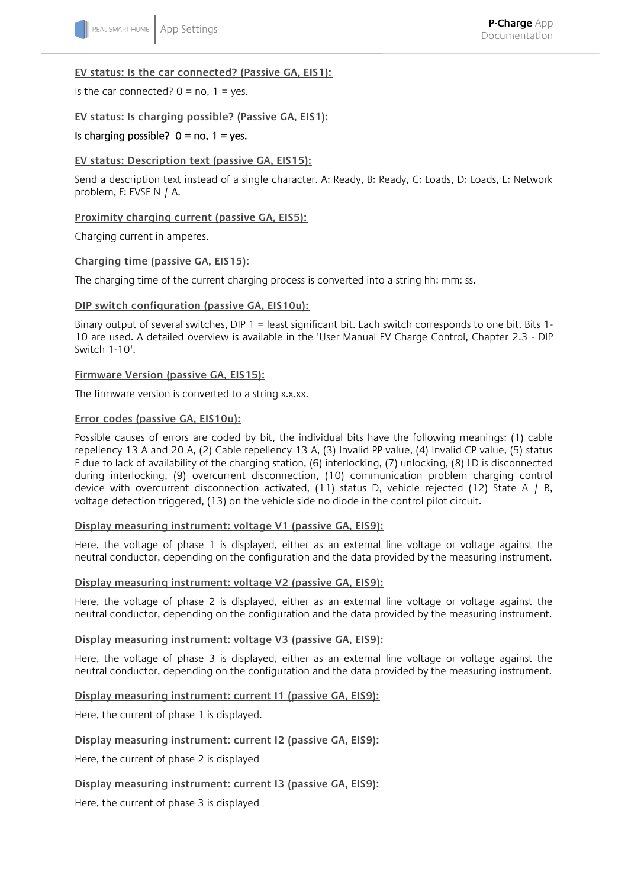**EV status: Is the car connected? (Passive GA, EIS1):**

Is the car connected? 0 = no, 1 = yes.

**EV status: Is charging possible? (Passive GA, EIS1):**

Is charging possible?  0 = no, 1 = yes.

**EV status: Description text (passive GA, EIS15):**

Send a description text instead of a single character. A: Ready, B: Ready, C: Loads, D: Loads, E: Network problem, F: EVSE N / A.

**Proximity charging current (passive GA, EIS5):**

Charging current in amperes.

**Charging time (passive GA, EIS15):**

The charging time of the current charging process is converted into a string hh: mm: ss.

**DIP switch configuration (passive GA, EIS10u):**

Binary output of several switches, DIP 1 = least significant bit. Each switch corresponds to one bit. Bits 1-10 are used. A detailed overview is available in the 'User Manual EV Charge Control, Chapter 2.3 - DIP Switch 1-10'.

**Firmware Version (passive GA, EIS15):**

The firmware version is converted to a string x.x.xx.

**Error codes (passive GA, EIS10u):**

Possible causes of errors are coded by bit, the individual bits have the following meanings: (1) cable repellency 13 A and 20 A, (2) Cable repellency 13 A, (3) Invalid PP value, (4) Invalid CP value, (5) status F due to lack of availability of the charging station, (6) interlocking, (7) unlocking, (8) LD is disconnected during interlocking, (9) overcurrent disconnection, (10) communication problem charging control device with overcurrent disconnection activated, (11) status D, vehicle rejected (12) State A / B, voltage detection triggered, (13) on the vehicle side no diode in the control pilot circuit.

**Display measuring instrument: voltage V1 (passive GA, EIS9):**

Here, the voltage of phase 1 is displayed, either as an external line voltage or voltage against the neutral conductor, depending on the configuration and the data provided by the measuring instrument.

**Display measuring instrument: voltage V2 (passive GA, EIS9):**

Here, the voltage of phase 2 is displayed, either as an external line voltage or voltage against the neutral conductor, depending on the configuration and the data provided by the measuring instrument.

**Display measuring instrument: voltage V3 (passive GA, EIS9):**

Here, the voltage of phase 3 is displayed, either as an external line voltage or voltage against the neutral conductor, depending on the configuration and the data provided by the measuring instrument.

**Display measuring instrument: current I1 (passive GA, EIS9):**

Here, the current of phase 1 is displayed.

**Display measuring instrument: current I2 (passive GA, EIS9):**

Here, the current of phase 2 is displayed

**Display measuring instrument: current I3 (passive GA, EIS9):**

Here, the current of phase 3 is displayed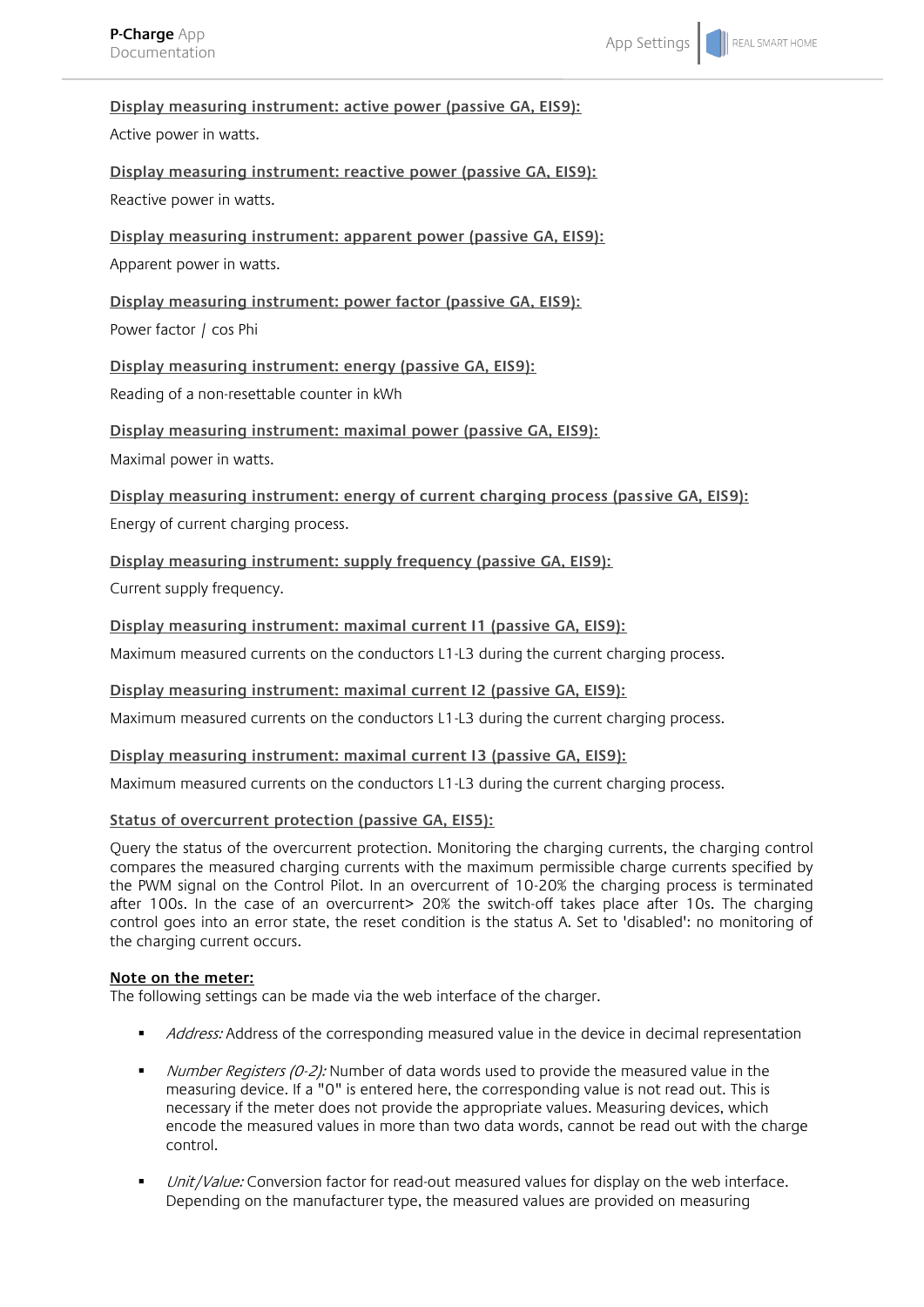**Display measuring instrument: active power (passive GA, EIS9):**

Active power in watts.

**Display measuring instrument: reactive power (passive GA, EIS9):**

Reactive power in watts.

**Display measuring instrument: apparent power (passive GA, EIS9):**

Apparent power in watts.

**Display measuring instrument: power factor (passive GA, EIS9):**

Power factor / cos Phi

**Display measuring instrument: energy (passive GA, EIS9):**

Reading of a non-resettable counter in kWh

**Display measuring instrument: maximal power (passive GA, EIS9):**

Maximal power in watts.

**Display measuring instrument: energy of current charging process (passive GA, EIS9):**

Energy of current charging process.

**Display measuring instrument: supply frequency (passive GA, EIS9):**

Current supply frequency.

**Display measuring instrument: maximal current I1 (passive GA, EIS9):**

Maximum measured currents on the conductors L1-L3 during the current charging process.

**Display measuring instrument: maximal current I2 (passive GA, EIS9):**

Maximum measured currents on the conductors L1-L3 during the current charging process.

**Display measuring instrument: maximal current I3 (passive GA, EIS9):**

Maximum measured currents on the conductors L1-L3 during the current charging process.

**Status of overcurrent protection (passive GA, EIS5):**

Query the status of the overcurrent protection. Monitoring the charging currents, the charging control compares the measured charging currents with the maximum permissible charge currents specified by the PWM signal on the Control Pilot. In an overcurrent of 10-20% the charging process is terminated after 100s. In the case of an overcurrent> 20% the switch-off takes place after 10s. The charging control goes into an error state, the reset condition is the status A. Set to 'disabled': no monitoring of the charging current occurs.

**Note on the meter:**

The following settings can be made via the web interface of the charger.

- *Address:* Address of the corresponding measured value in the device in decimal representation
- *Number Registers (0-2):* Number of data words used to provide the measured value in the measuring device. If a "0" is entered here, the corresponding value is not read out. This is necessary if the meter does not provide the appropriate values. Measuring devices, which encode the measured values in more than two data words, cannot be read out with the charge control.
- *Unit/Value:* Conversion factor for read-out measured values for display on the web interface. Depending on the manufacturer type, the measured values are provided on measuring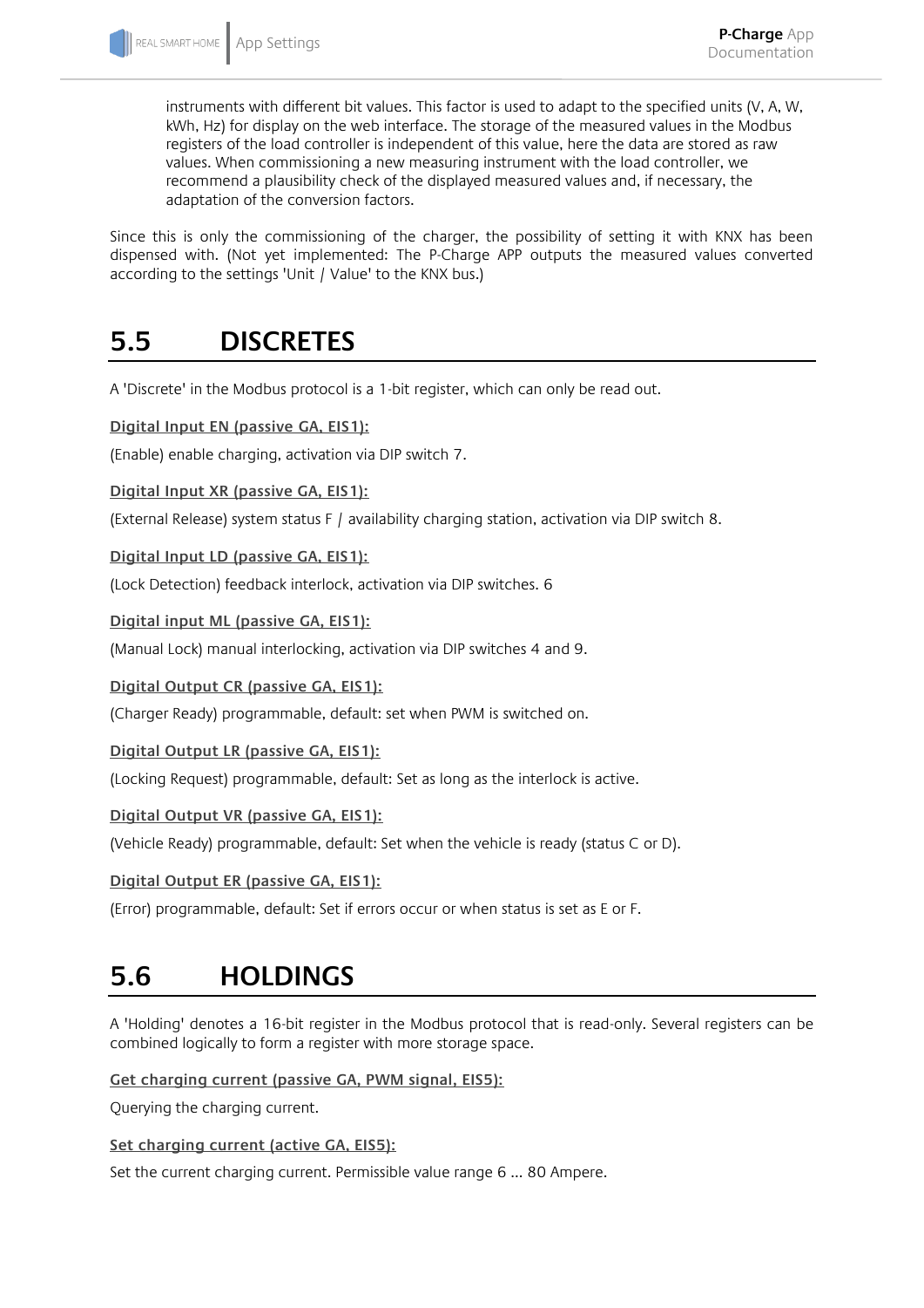instruments with different bit values. This factor is used to adapt to the specified units (V, A, W, kWh, Hz) for display on the web interface. The storage of the measured values in the Modbus registers of the load controller is independent of this value, here the data are stored as raw values. When commissioning a new measuring instrument with the load controller, we recommend a plausibility check of the displayed measured values and, if necessary, the adaptation of the conversion factors.

Since this is only the commissioning of the charger, the possibility of setting it with KNX has been dispensed with. (Not yet implemented: The P-Charge APP outputs the measured values converted according to the settings 'Unit / Value' to the KNX bus.)

## 5.5 DISCRETES

A 'Discrete' in the Modbus protocol is a 1-bit register, which can only be read out.

**Digital Input EN (passive GA, EIS1):**

(Enable) enable charging, activation via DIP switch 7.

**Digital Input XR (passive GA, EIS1):**

(External Release) system status F / availability charging station, activation via DIP switch 8.

**Digital Input LD (passive GA, EIS1):**

(Lock Detection) feedback interlock, activation via DIP switches. 6

**Digital input ML (passive GA, EIS1):**

(Manual Lock) manual interlocking, activation via DIP switches 4 and 9.

**Digital Output CR (passive GA, EIS1):**

(Charger Ready) programmable, default: set when PWM is switched on.

**Digital Output LR (passive GA, EIS1):**

(Locking Request) programmable, default: Set as long as the interlock is active.

**Digital Output VR (passive GA, EIS1):**

(Vehicle Ready) programmable, default: Set when the vehicle is ready (status C or D).

**Digital Output ER (passive GA, EIS1):**

(Error) programmable, default: Set if errors occur or when status is set as E or F.

## 5.6 HOLDINGS

A 'Holding' denotes a 16-bit register in the Modbus protocol that is read-only. Several registers can be combined logically to form a register with more storage space.

**Get charging current (passive GA, PWM signal, EIS5):**

Querying the charging current.

**Set charging current (active GA, EIS5):**

Set the current charging current. Permissible value range 6 ... 80 Ampere.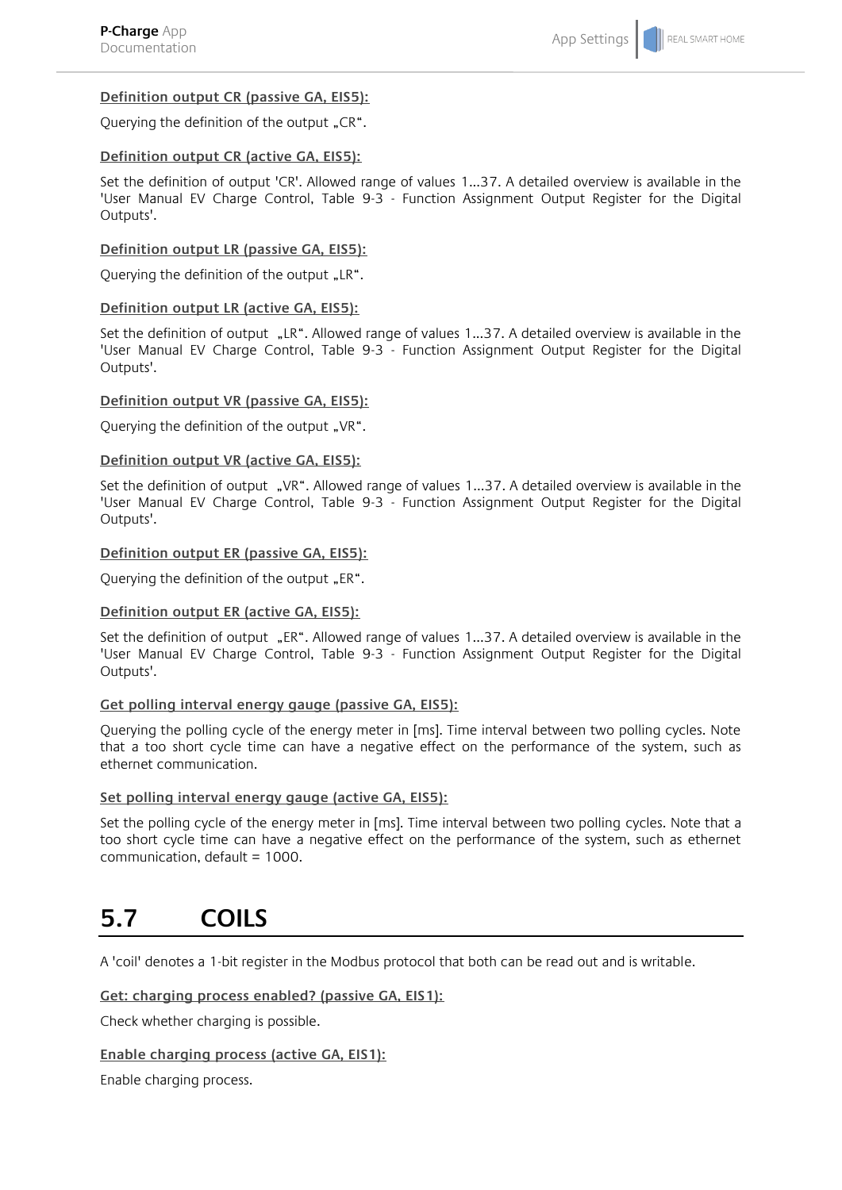**Definition output CR (passive GA, EIS5):**

Querying the definition of the output „CR“.

**Definition output CR (active GA, EIS5):**

Set the definition of output 'CR'. Allowed range of values 1...37. A detailed overview is available in the 'User Manual EV Charge Control, Table 9-3 - Function Assignment Output Register for the Digital Outputs'.

**Definition output LR (passive GA, EIS5):**

Querying the definition of the output „LR“.

**Definition output LR (active GA, EIS5):**

Set the definition of output „LR“. Allowed range of values 1...37. A detailed overview is available in the 'User Manual EV Charge Control, Table 9-3 - Function Assignment Output Register for the Digital Outputs'.

**Definition output VR (passive GA, EIS5):**

Querying the definition of the output „VR“.

**Definition output VR (active GA, EIS5):**

Set the definition of output „VR“. Allowed range of values 1...37. A detailed overview is available in the 'User Manual EV Charge Control, Table 9-3 - Function Assignment Output Register for the Digital Outputs'.

**Definition output ER (passive GA, EIS5):**

Querying the definition of the output „ER“.

**Definition output ER (active GA, EIS5):**

Set the definition of output „ER“. Allowed range of values 1...37. A detailed overview is available in the 'User Manual EV Charge Control, Table 9-3 - Function Assignment Output Register for the Digital Outputs'.

**Get polling interval energy gauge (passive GA, EIS5):**

Querying the polling cycle of the energy meter in [ms]. Time interval between two polling cycles. Note that a too short cycle time can have a negative effect on the performance of the system, such as ethernet communication.

**Set polling interval energy gauge (active GA, EIS5):**

Set the polling cycle of the energy meter in [ms]. Time interval between two polling cycles. Note that a too short cycle time can have a negative effect on the performance of the system, such as ethernet communication, default = 1000.

## 5.7 COILS

A 'coil' denotes a 1-bit register in the Modbus protocol that both can be read out and is writable.

**Get: charging process enabled? (passive GA, EIS1):**

Check whether charging is possible.

**Enable charging process (active GA, EIS1):**

Enable charging process.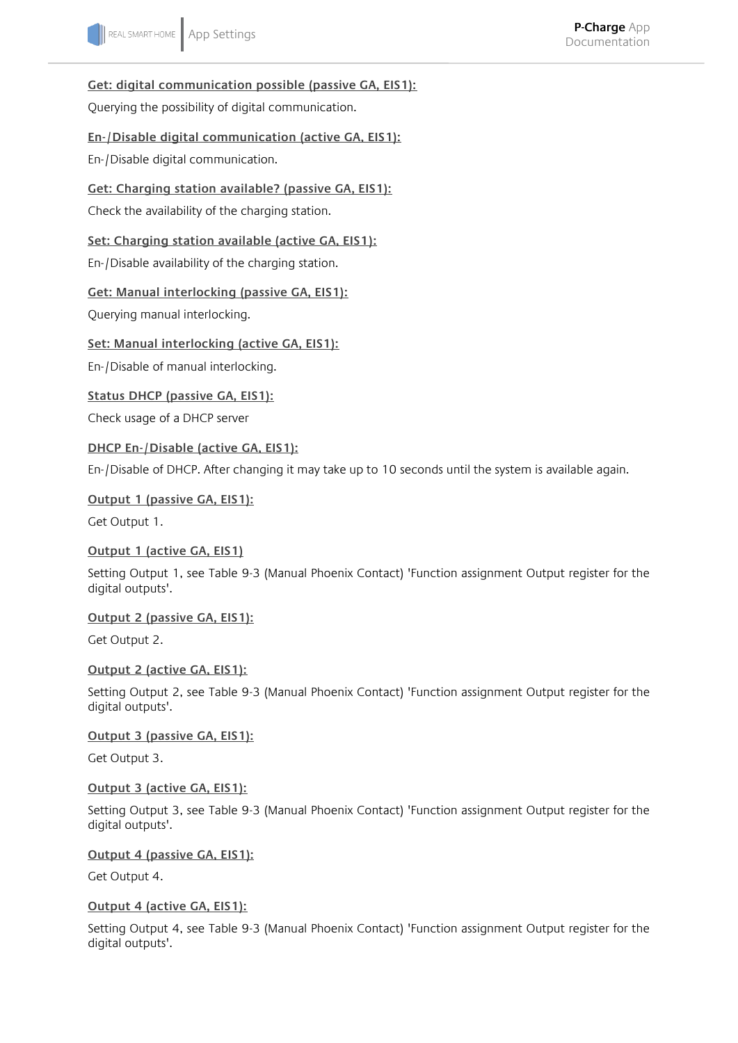**Get: digital communication possible (passive GA, EIS1):**

Querying the possibility of digital communication.

**En-/Disable digital communication (active GA, EIS1):**

En-/Disable digital communication.

**Get: Charging station available? (passive GA, EIS1):**

Check the availability of the charging station.

**Set: Charging station available (active GA, EIS1):**

En-/Disable availability of the charging station.

**Get: Manual interlocking (passive GA, EIS1):**

Querying manual interlocking.

**Set: Manual interlocking (active GA, EIS1):**

En-/Disable of manual interlocking.

**Status DHCP (passive GA, EIS1):**

Check usage of a DHCP server

**DHCP En-/Disable (active GA, EIS1):**

En-/Disable of DHCP. After changing it may take up to 10 seconds until the system is available again.

**Output 1 (passive GA, EIS1):**

Get Output 1.

**Output 1 (active GA, EIS1)**

Setting Output 1, see Table 9-3 (Manual Phoenix Contact) 'Function assignment Output register for the digital outputs'.

**Output 2 (passive GA, EIS1):**

Get Output 2.

**Output 2 (active GA, EIS1):**

Setting Output 2, see Table 9-3 (Manual Phoenix Contact) 'Function assignment Output register for the digital outputs'.

**Output 3 (passive GA, EIS1):**

Get Output 3.

**Output 3 (active GA, EIS1):**

Setting Output 3, see Table 9-3 (Manual Phoenix Contact) 'Function assignment Output register for the digital outputs'.

**Output 4 (passive GA, EIS1):**

Get Output 4.

**Output 4 (active GA, EIS1):**

Setting Output 4, see Table 9-3 (Manual Phoenix Contact) 'Function assignment Output register for the digital outputs'.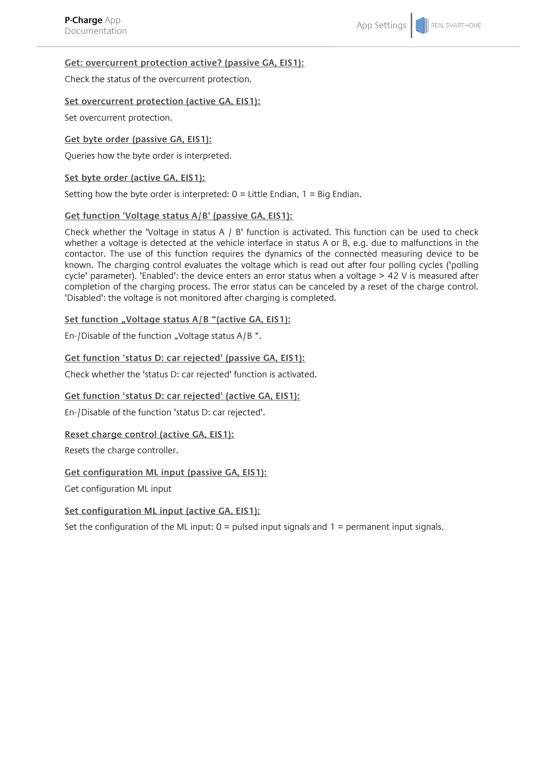#### Get: overcurrent protection active? (passive GA, EIS1):

Check the status of the overcurrent protection.

#### Set overcurrent protection (active GA, EIS1):

Set overcurrent protection.

#### Get byte order (passive GA, EIS1):

Queries how the byte order is interpreted.

#### Set byte order (active GA, EIS1):

Setting how the byte order is interpreted: 0 = Little Endian, 1 = Big Endian.

#### Get function 'Voltage status A/B' (passive GA, EIS1):

Check whether the 'Voltage in status A / B' function is activated. This function can be used to check whether a voltage is detected at the vehicle interface in status A or B, e.g. due to malfunctions in the contactor. The use of this function requires the dynamics of the connected measuring device to be known. The charging control evaluates the voltage which is read out after four polling cycles ('polling cycle' parameter). 'Enabled': the device enters an error status when a voltage > 42 V is measured after completion of the charging process. The error status can be canceled by a reset of the charge control. 'Disabled': the voltage is not monitored after charging is completed.

#### Set function „Voltage status A/B "(active GA, EIS1):

En-/Disable of the function „Voltage status A/B ".

#### Get function 'status D: car rejected' (passive GA, EIS1):

Check whether the 'status D: car rejected' function is activated.

#### Get function 'status D: car rejected' (active GA, EIS1):

En-/Disable of the function 'status D: car rejected'.

#### Reset charge control (active GA, EIS1):

Resets the charge controller.

#### Get configuration ML input (passive GA, EIS1):

Get configuration ML input

#### Set configuration ML input (active GA, EIS1):

Set the configuration of the ML input: 0 = pulsed input signals and 1 = permanent input signals.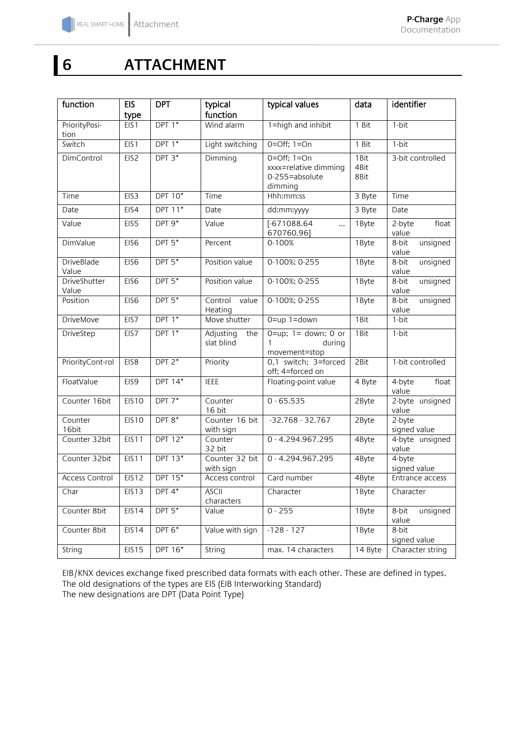# 6 ATTACHMENT

| function | EIS type | DPT | typical function | typical values | data | identifier |
|---|---|---|---|---|---|---|
| PriorityPosi-tion | EIS1 | DPT 1* | Wind alarm | 1=high and inhibit | 1 Bit | 1-bit |
| Switch | EIS1 | DPT 1* | Light switching | 0=Off; 1=On | 1 Bit | 1-bit |
| DimControl | EIS2 | DPT 3* | Dimming | 0=Off; 1=On xxxx=relative dimming 0-255=absolute dimming | 1Bit 4Bit 8Bit | 3-bit controlled |
| Time | EIS3 | DPT 10* | Time | Hhh:mm:ss | 3 Byte | Time |
| Date | EIS4 | DPT 11* | Date | dd:mm:yyyy | 3 Byte | Date |
| Value | EIS5 | DPT 9* | Value | [-671088.64 … 670760.96] | 1Byte | 2-byte float value |
| DimValue | EIS6 | DPT 5* | Percent | 0-100% | 1Byte | 8-bit unsigned value |
| DriveBlade Value | EIS6 | DPT 5* | Position value | 0-100%; 0-255 | 1Byte | 8-bit unsigned value |
| DriveShutter Value | EIS6 | DPT 5* | Position value | 0-100%; 0-255 | 1Byte | 8-bit unsigned value |
| Position | EIS6 | DPT 5* | Control value Heating | 0-100%; 0-255 | 1Byte | 8-bit unsigned value |
| DriveMove | EIS7 | DPT 1* | Move shutter | 0=up 1=down | 1Bit | 1-bit |
| DriveStep | EIS7 | DPT 1* | Adjusting the slat blind | 0=up; 1= down; 0 or 1 during movement=stop | 1Bit | 1-bit |
| PriorityCont-rol | EIS8 | DPT 2* | Priority | 0,1 switch; 3=forced off; 4=forced on | 2Bit | 1-bit controlled |
| FloatValue | EIS9 | DPT 14* | IEEE | Floating-point value | 4 Byte | 4-byte float value |
| Counter 16bit | EIS10 | DPT 7* | Counter 16 bit | 0 - 65.535 | 2Byte | 2-byte unsigned value |
| Counter 16bit | EIS10 | DPT 8* | Counter 16 bit with sign | -32.768 - 32.767 | 2Byte | 2-byte signed value |
| Counter 32bit | EIS11 | DPT 12* | Counter 32 bit | 0 - 4.294.967.295 | 4Byte | 4-byte unsigned value |
| Counter 32bit | EIS11 | DPT 13* | Counter 32 bit with sign | 0 - 4.294.967.295 | 4Byte | 4-byte signed value |
| Access Control | EIS12 | DPT 15* | Access control | Card number | 4Byte | Entrance access |
| Char | EIS13 | DPT 4* | ASCII characters | Character | 1Byte | Character |
| Counter 8bit | EIS14 | DPT 5* | Value | 0 - 255 | 1Byte | 8-bit unsigned value |
| Counter 8bit | EIS14 | DPT 6* | Value with sign | -128 - 127 | 1Byte | 8-bit signed value |
| String | EIS15 | DPT 16* | String | max. 14 characters | 14 Byte | Character string |

EIB/KNX devices exchange fixed prescribed data formats with each other. These are defined in types.
The old designations of the types are EIS (EIB Interworking Standard)
The new designations are DPT (Data Point Type)